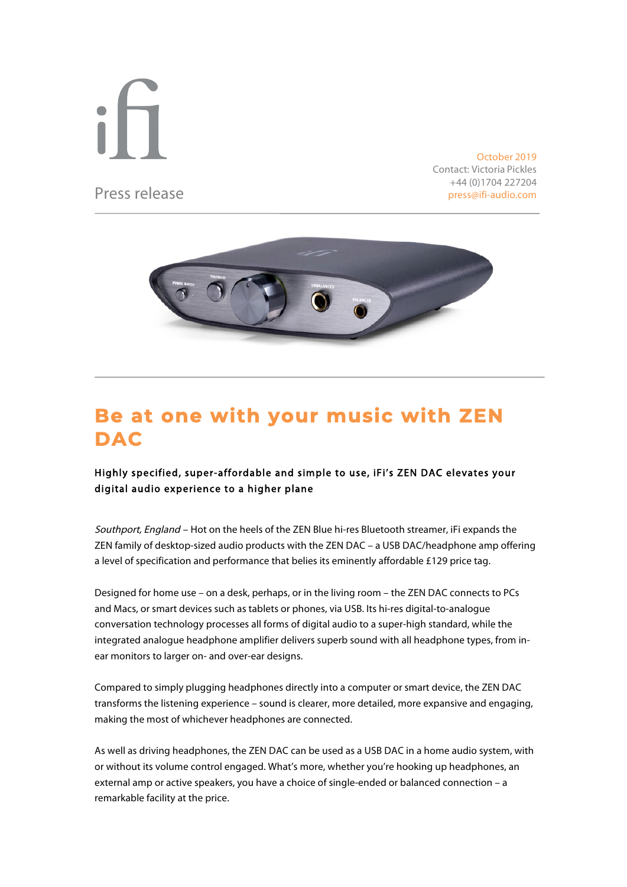ifi

Press release

October 2019
Contact: Victoria Pickles
+44 (0)1704 227204
press@ifi-audio.com

# Be at one with your music with ZEN DAC

**Highly specified, super-affordable and simple to use, iFi's ZEN DAC elevates your digital audio experience to a higher plane**

*Southport, England* – Hot on the heels of the ZEN Blue hi-res Bluetooth streamer, iFi expands the ZEN family of desktop-sized audio products with the ZEN DAC – a USB DAC/headphone amp offering a level of specification and performance that belies its eminently affordable £129 price tag.

Designed for home use – on a desk, perhaps, or in the living room – the ZEN DAC connects to PCs and Macs, or smart devices such as tablets or phones, via USB. Its hi-res digital-to-analogue conversation technology processes all forms of digital audio to a super-high standard, while the integrated analogue headphone amplifier delivers superb sound with all headphone types, from in-ear monitors to larger on- and over-ear designs.

Compared to simply plugging headphones directly into a computer or smart device, the ZEN DAC transforms the listening experience – sound is clearer, more detailed, more expansive and engaging, making the most of whichever headphones are connected.

As well as driving headphones, the ZEN DAC can be used as a USB DAC in a home audio system, with or without its volume control engaged. What's more, whether you're hooking up headphones, an external amp or active speakers, you have a choice of single-ended or balanced connection – a remarkable facility at the price.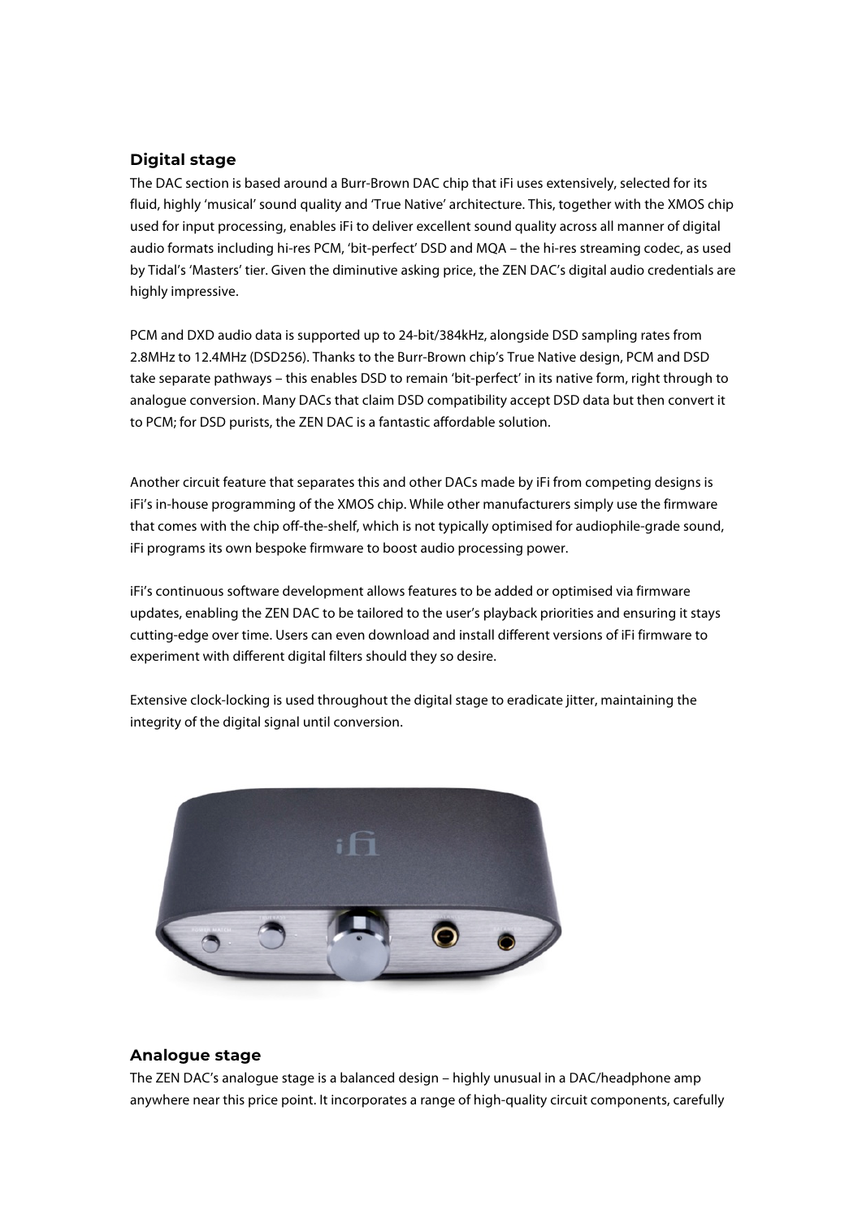## Digital stage

The DAC section is based around a Burr-Brown DAC chip that iFi uses extensively, selected for its fluid, highly 'musical' sound quality and 'True Native' architecture. This, together with the XMOS chip used for input processing, enables iFi to deliver excellent sound quality across all manner of digital audio formats including hi-res PCM, 'bit-perfect' DSD and MQA – the hi-res streaming codec, as used by Tidal's 'Masters' tier. Given the diminutive asking price, the ZEN DAC's digital audio credentials are highly impressive.

PCM and DXD audio data is supported up to 24-bit/384kHz, alongside DSD sampling rates from 2.8MHz to 12.4MHz (DSD256). Thanks to the Burr-Brown chip's True Native design, PCM and DSD take separate pathways – this enables DSD to remain 'bit-perfect' in its native form, right through to analogue conversion. Many DACs that claim DSD compatibility accept DSD data but then convert it to PCM; for DSD purists, the ZEN DAC is a fantastic affordable solution.

Another circuit feature that separates this and other DACs made by iFi from competing designs is iFi's in-house programming of the XMOS chip. While other manufacturers simply use the firmware that comes with the chip off-the-shelf, which is not typically optimised for audiophile-grade sound, iFi programs its own bespoke firmware to boost audio processing power.

iFi's continuous software development allows features to be added or optimised via firmware updates, enabling the ZEN DAC to be tailored to the user's playback priorities and ensuring it stays cutting-edge over time. Users can even download and install different versions of iFi firmware to experiment with different digital filters should they so desire.

Extensive clock-locking is used throughout the digital stage to eradicate jitter, maintaining the integrity of the digital signal until conversion.

## Analogue stage

The ZEN DAC's analogue stage is a balanced design – highly unusual in a DAC/headphone amp anywhere near this price point. It incorporates a range of high-quality circuit components, carefully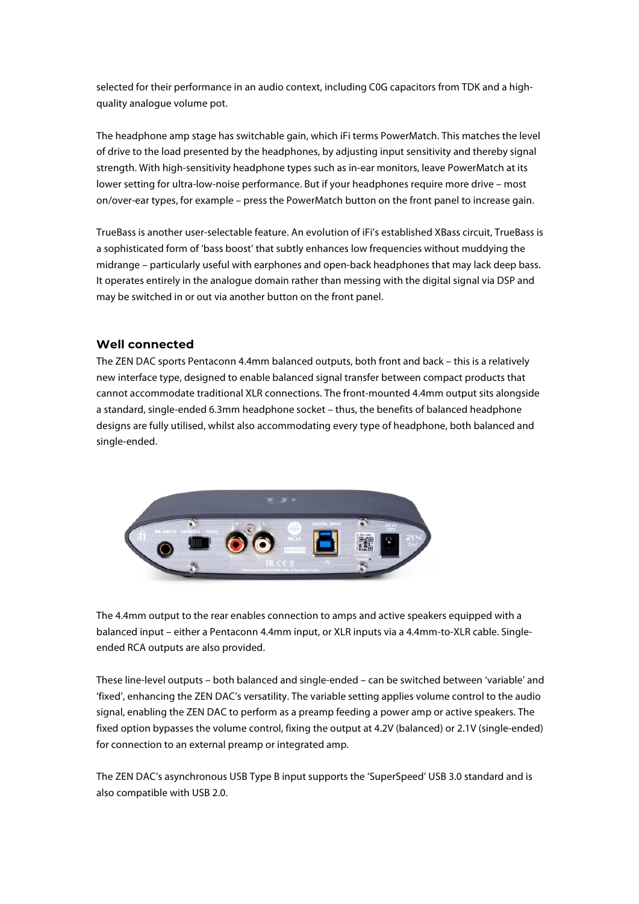selected for their performance in an audio context, including C0G capacitors from TDK and a high-quality analogue volume pot.

The headphone amp stage has switchable gain, which iFi terms PowerMatch. This matches the level of drive to the load presented by the headphones, by adjusting input sensitivity and thereby signal strength. With high-sensitivity headphone types such as in-ear monitors, leave PowerMatch at its lower setting for ultra-low-noise performance. But if your headphones require more drive – most on/over-ear types, for example – press the PowerMatch button on the front panel to increase gain.

TrueBass is another user-selectable feature. An evolution of iFi's established XBass circuit, TrueBass is a sophisticated form of 'bass boost' that subtly enhances low frequencies without muddying the midrange – particularly useful with earphones and open-back headphones that may lack deep bass. It operates entirely in the analogue domain rather than messing with the digital signal via DSP and may be switched in or out via another button on the front panel.

### Well connected

The ZEN DAC sports Pentaconn 4.4mm balanced outputs, both front and back – this is a relatively new interface type, designed to enable balanced signal transfer between compact products that cannot accommodate traditional XLR connections. The front-mounted 4.4mm output sits alongside a standard, single-ended 6.3mm headphone socket – thus, the benefits of balanced headphone designs are fully utilised, whilst also accommodating every type of headphone, both balanced and single-ended.

The 4.4mm output to the rear enables connection to amps and active speakers equipped with a balanced input – either a Pentaconn 4.4mm input, or XLR inputs via a 4.4mm-to-XLR cable. Single-ended RCA outputs are also provided.

These line-level outputs – both balanced and single-ended – can be switched between 'variable' and 'fixed', enhancing the ZEN DAC's versatility. The variable setting applies volume control to the audio signal, enabling the ZEN DAC to perform as a preamp feeding a power amp or active speakers. The fixed option bypasses the volume control, fixing the output at 4.2V (balanced) or 2.1V (single-ended) for connection to an external preamp or integrated amp.

The ZEN DAC's asynchronous USB Type B input supports the 'SuperSpeed' USB 3.0 standard and is also compatible with USB 2.0.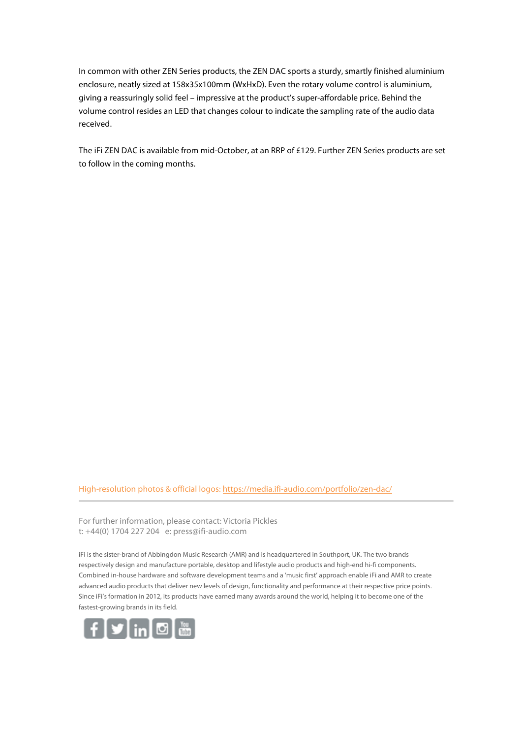In common with other ZEN Series products, the ZEN DAC sports a sturdy, smartly finished aluminium enclosure, neatly sized at 158x35x100mm (WxHxD). Even the rotary volume control is aluminium, giving a reassuringly solid feel – impressive at the product's super-affordable price. Behind the volume control resides an LED that changes colour to indicate the sampling rate of the audio data received.

The iFi ZEN DAC is available from mid-October, at an RRP of £129. Further ZEN Series products are set to follow in the coming months.

High-resolution photos & official logos: https://media.ifi-audio.com/portfolio/zen-dac/

---

For further information, please contact: Victoria Pickles
t: +44(0) 1704 227 204   e: press@ifi-audio.com

iFi is the sister-brand of Abbingdon Music Research (AMR) and is headquartered in Southport, UK. The two brands respectively design and manufacture portable, desktop and lifestyle audio products and high-end hi-fi components. Combined in-house hardware and software development teams and a 'music first' approach enable iFi and AMR to create advanced audio products that deliver new levels of design, functionality and performance at their respective price points. Since iFi's formation in 2012, its products have earned many awards around the world, helping it to become one of the fastest-growing brands in its field.